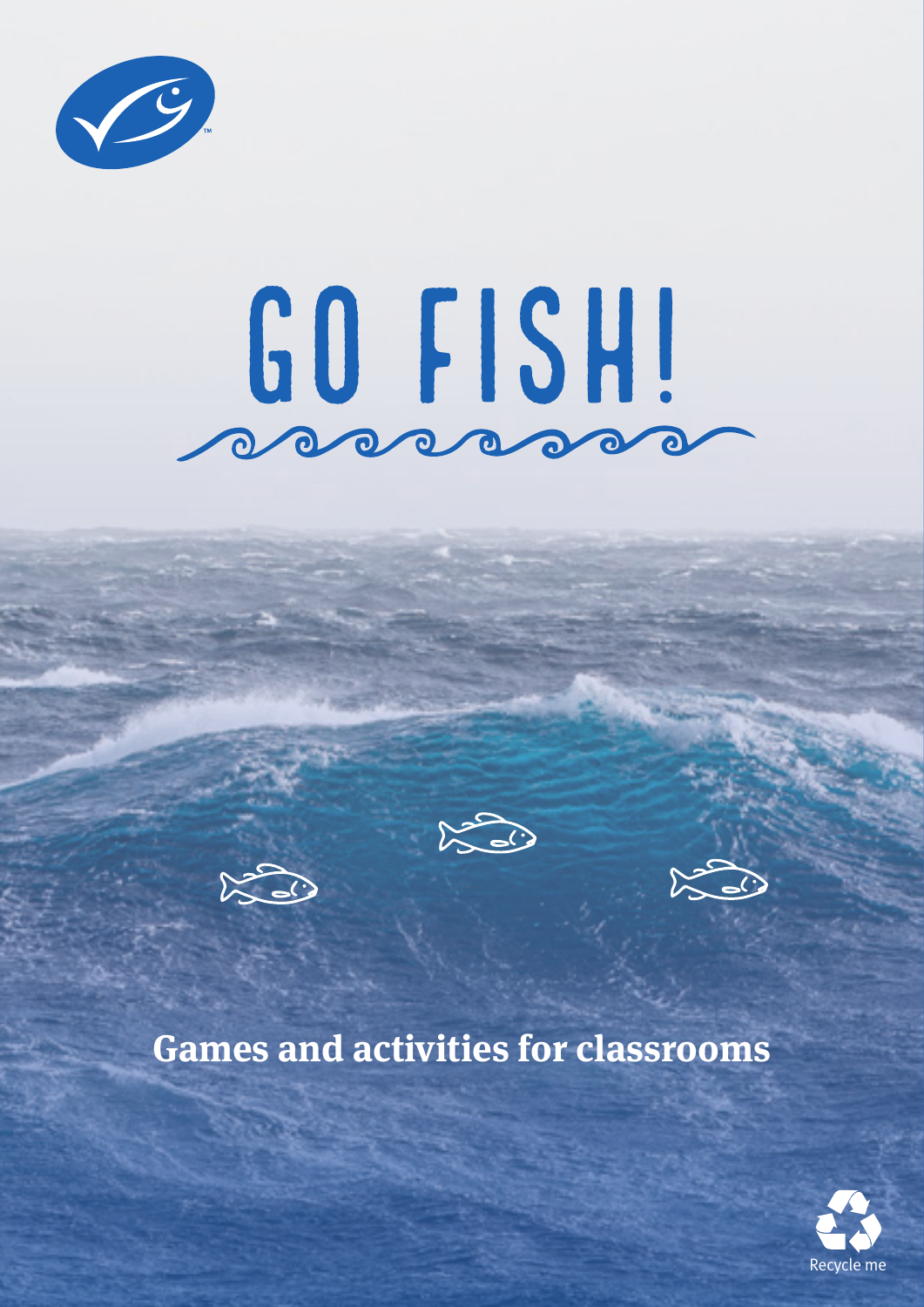# GO FISH!

**Games and activities for classrooms**

Recycle me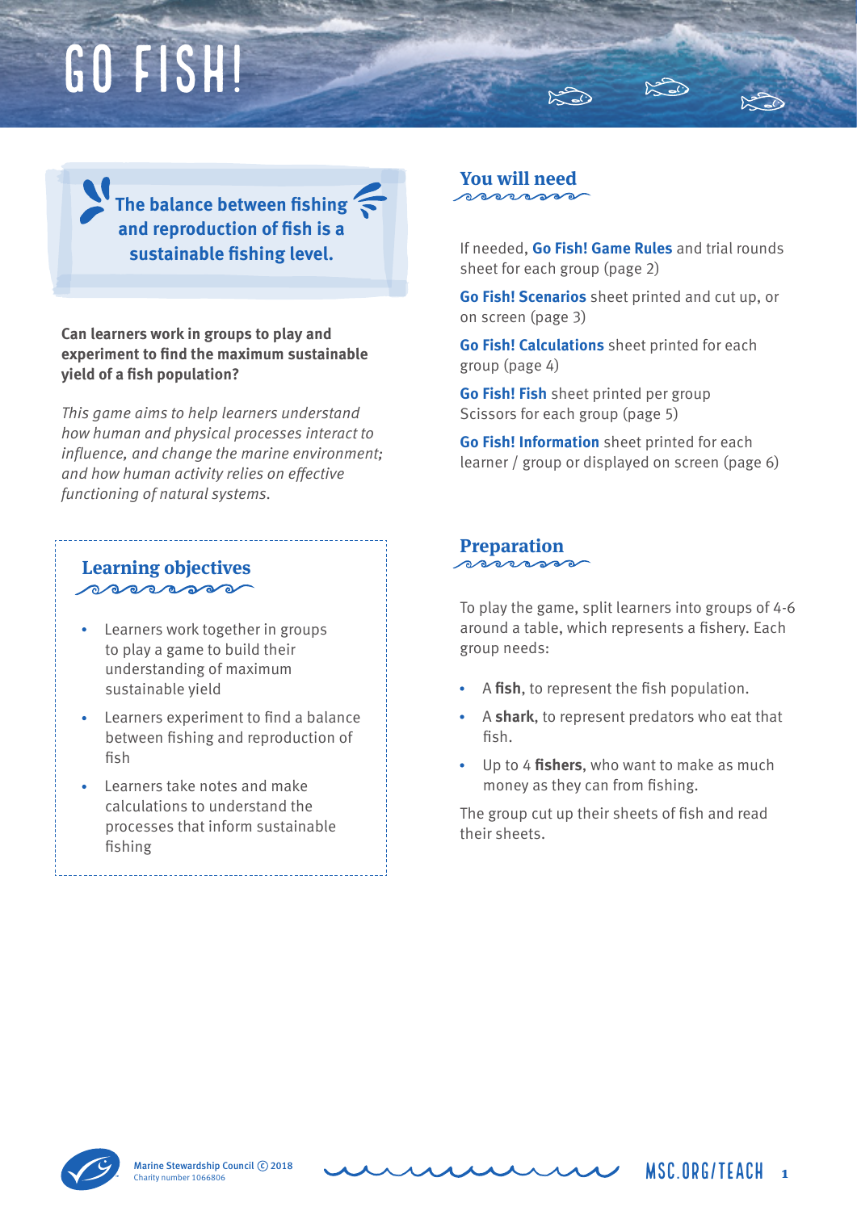# GO FISH!

**The balance between fishing and reproduction of fish is a sustainable fishing level.**

**Can learners work in groups to play and experiment to find the maximum sustainable yield of a fish population?**

*This game aims to help learners understand how human and physical processes interact to influence, and change the marine environment; and how human activity relies on effective functioning of natural systems.*

## Learning objectives

- Learners work together in groups to play a game to build their understanding of maximum sustainable yield
- Learners experiment to find a balance between fishing and reproduction of fish
- Learners take notes and make calculations to understand the processes that inform sustainable fishing

## You will need

If needed, **Go Fish! Game Rules** and trial rounds sheet for each group (page 2)

**Go Fish! Scenarios** sheet printed and cut up, or on screen (page 3)

**Go Fish! Calculations** sheet printed for each group (page 4)

**Go Fish! Fish** sheet printed per group
Scissors for each group (page 5)

**Go Fish! Information** sheet printed for each learner / group or displayed on screen (page 6)

## Preparation

To play the game, split learners into groups of 4-6 around a table, which represents a fishery. Each group needs:

- A **fish**, to represent the fish population.
- A **shark**, to represent predators who eat that fish.
- Up to 4 **fishers**, who want to make as much money as they can from fishing.

The group cut up their sheets of fish and read their sheets.

Marine Stewardship Council © 2018
Charity number 1066806

MSC.ORG/TEACH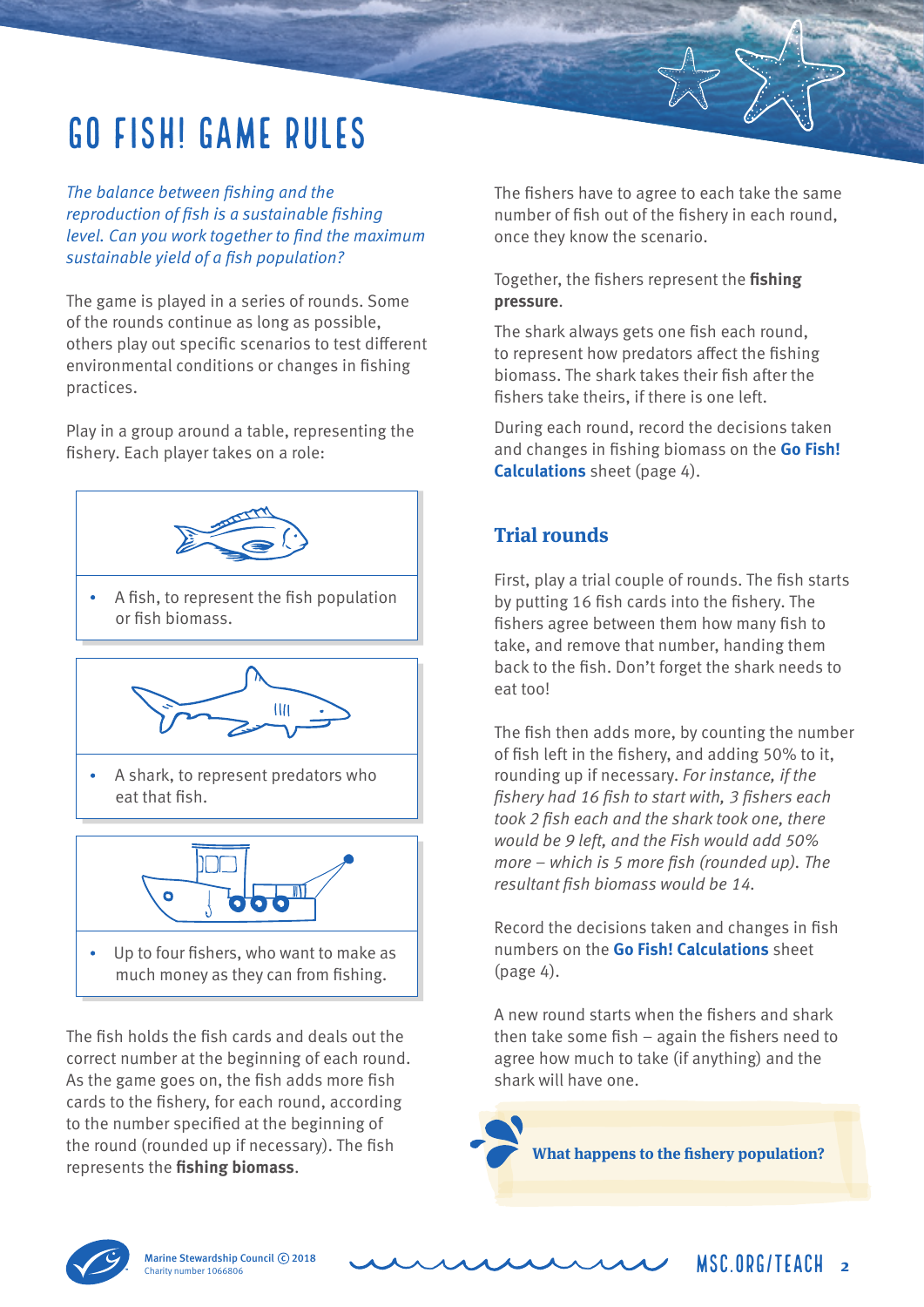# GO FISH! GAME RULES

*The balance between fishing and the reproduction of fish is a sustainable fishing level. Can you work together to find the maximum sustainable yield of a fish population?*

The game is played in a series of rounds. Some of the rounds continue as long as possible, others play out specific scenarios to test different environmental conditions or changes in fishing practices.

Play in a group around a table, representing the fishery. Each player takes on a role:

- A fish, to represent the fish population or fish biomass.

- A shark, to represent predators who eat that fish.

- Up to four fishers, who want to make as much money as they can from fishing.

The fish holds the fish cards and deals out the correct number at the beginning of each round. As the game goes on, the fish adds more fish cards to the fishery, for each round, according to the number specified at the beginning of the round (rounded up if necessary). The fish represents the **fishing biomass**.

The fishers have to agree to each take the same number of fish out of the fishery in each round, once they know the scenario.

Together, the fishers represent the **fishing pressure**.

The shark always gets one fish each round, to represent how predators affect the fishing biomass. The shark takes their fish after the fishers take theirs, if there is one left.

During each round, record the decisions taken and changes in fishing biomass on the **Go Fish! Calculations** sheet (page 4).

## Trial rounds

First, play a trial couple of rounds. The fish starts by putting 16 fish cards into the fishery. The fishers agree between them how many fish to take, and remove that number, handing them back to the fish. Don't forget the shark needs to eat too!

The fish then adds more, by counting the number of fish left in the fishery, and adding 50% to it, rounding up if necessary. *For instance, if the fishery had 16 fish to start with, 3 fishers each took 2 fish each and the shark took one, there would be 9 left, and the Fish would add 50% more – which is 5 more fish (rounded up). The resultant fish biomass would be 14.*

Record the decisions taken and changes in fish numbers on the **Go Fish! Calculations** sheet (page 4).

A new round starts when the fishers and shark then take some fish – again the fishers need to agree how much to take (if anything) and the shark will have one.

**What happens to the fishery population?**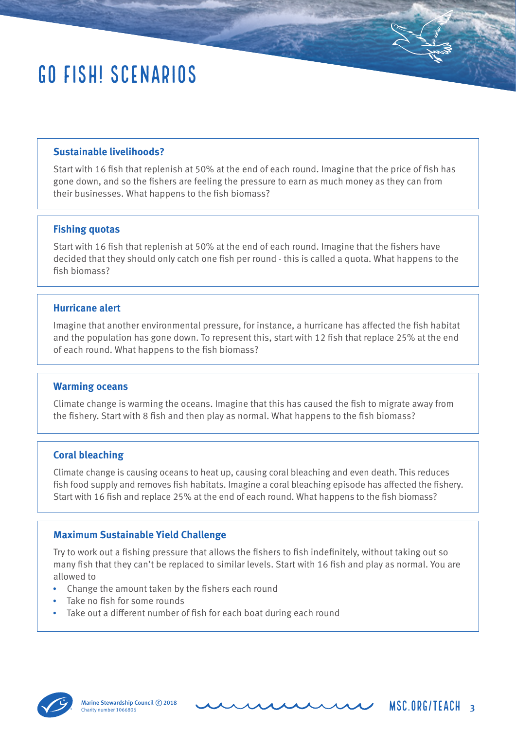# GO FISH! SCENARIOS

### Sustainable livelihoods?

Start with 16 fish that replenish at 50% at the end of each round. Imagine that the price of fish has gone down, and so the fishers are feeling the pressure to earn as much money as they can from their businesses. What happens to the fish biomass?

### Fishing quotas

Start with 16 fish that replenish at 50% at the end of each round. Imagine that the fishers have decided that they should only catch one fish per round - this is called a quota. What happens to the fish biomass?

### Hurricane alert

Imagine that another environmental pressure, for instance, a hurricane has affected the fish habitat and the population has gone down. To represent this, start with 12 fish that replace 25% at the end of each round. What happens to the fish biomass?

### Warming oceans

Climate change is warming the oceans. Imagine that this has caused the fish to migrate away from the fishery. Start with 8 fish and then play as normal. What happens to the fish biomass?

### Coral bleaching

Climate change is causing oceans to heat up, causing coral bleaching and even death. This reduces fish food supply and removes fish habitats. Imagine a coral bleaching episode has affected the fishery. Start with 16 fish and replace 25% at the end of each round. What happens to the fish biomass?

### Maximum Sustainable Yield Challenge

Try to work out a fishing pressure that allows the fishers to fish indefinitely, without taking out so many fish that they can't be replaced to similar levels. Start with 16 fish and play as normal. You are allowed to

- Change the amount taken by the fishers each round
- Take no fish for some rounds
- Take out a different number of fish for each boat during each round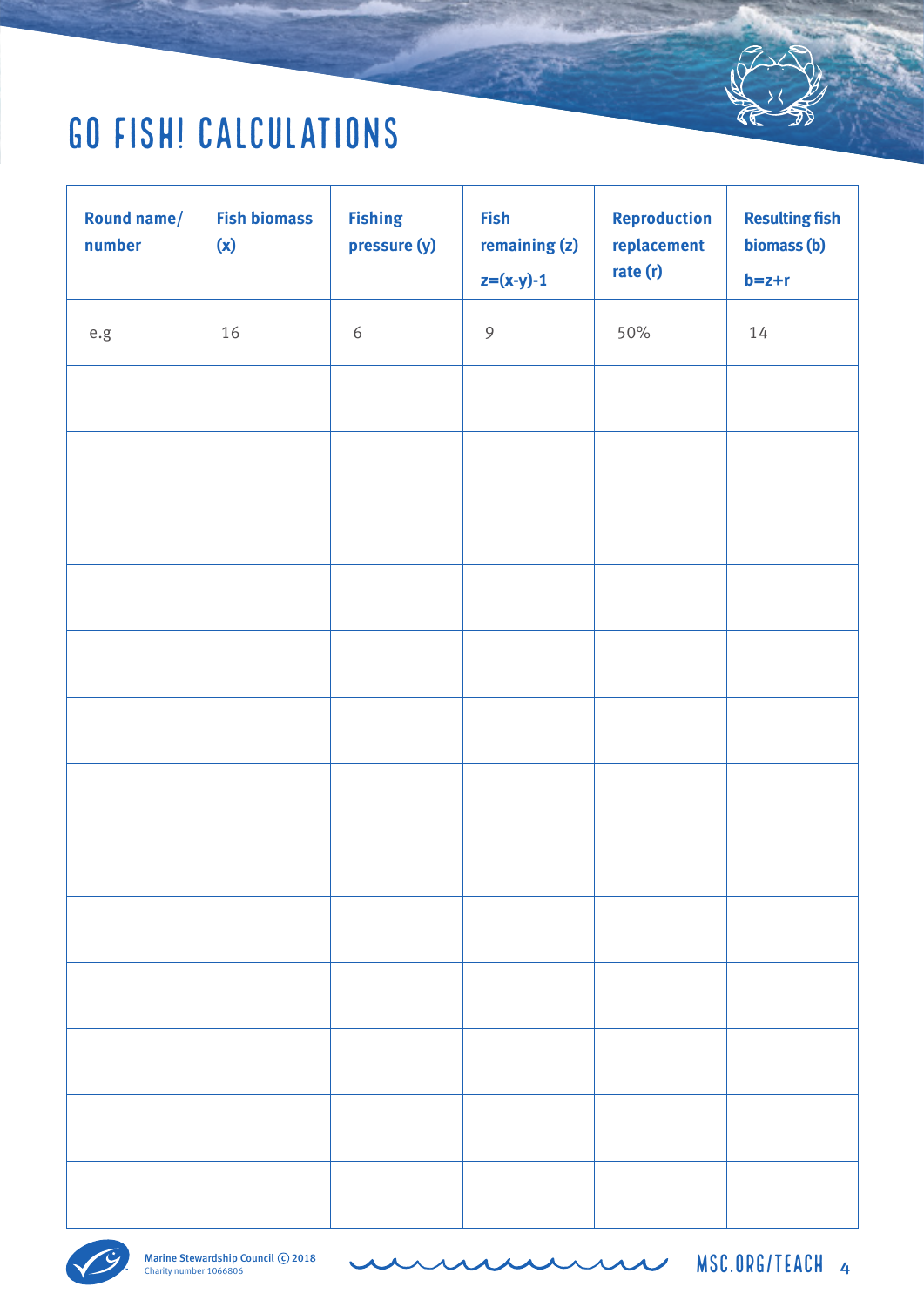# GO FISH! CALCULATIONS

| Round name/ number | Fish biomass (x) | Fishing pressure (y) | Fish remaining (z) $z=(x-y)-1$ | Reproduction replacement rate (r) | Resulting fish biomass (b) $b=z+r$ |
|---|---|---|---|---|---|
| e.g | 16 | 6 | 9 | 50% | 14 |
| | | | | | |
| | | | | | |
| | | | | | |
| | | | | | |
| | | | | | |
| | | | | | |
| | | | | | |
| | | | | | |
| | | | | | |
| | | | | | |
| | | | | | |
| | | | | | |
| | | | | | |

Marine Stewardship Council © 2018
Charity number 1066806

MSC.ORG/TEACH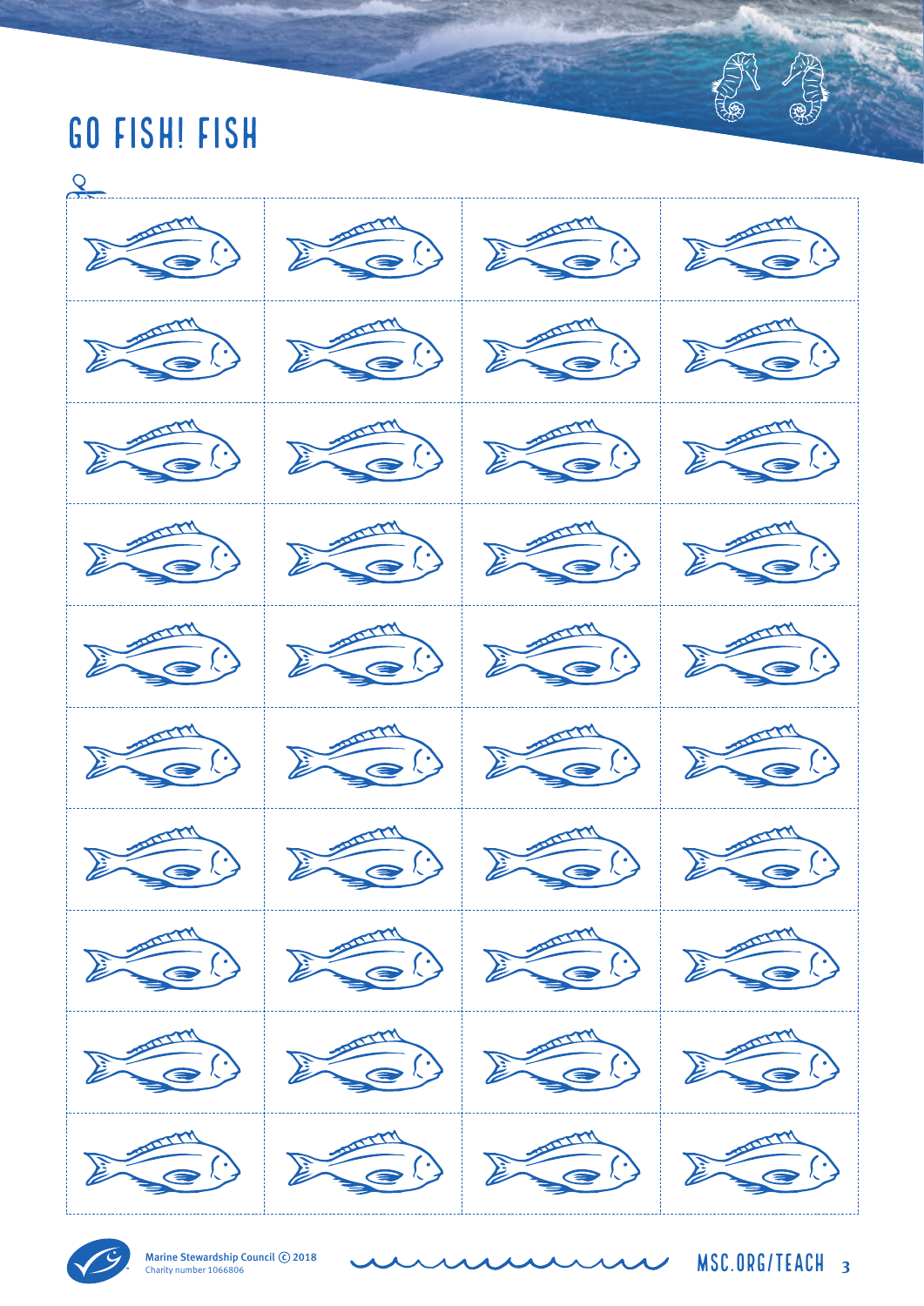# GO FISH! FISH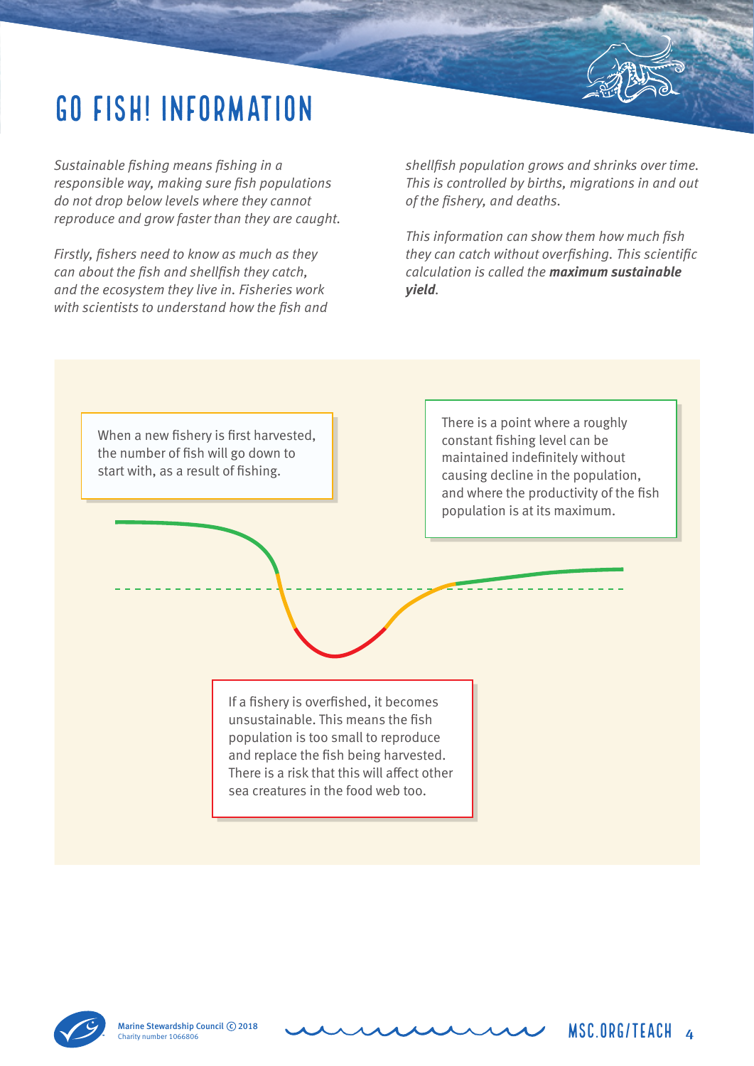# GO FISH! INFORMATION

*Sustainable fishing means fishing in a responsible way, making sure fish populations do not drop below levels where they cannot reproduce and grow faster than they are caught.*

*Firstly, fishers need to know as much as they can about the fish and shellfish they catch, and the ecosystem they live in. Fisheries work with scientists to understand how the fish and shellfish population grows and shrinks over time. This is controlled by births, migrations in and out of the fishery, and deaths.*

*This information can show them how much fish they can catch without overfishing. This scientific calculation is called the* ***maximum sustainable yield****.*

When a new fishery is first harvested, the number of fish will go down to start with, as a result of fishing.

There is a point where a roughly constant fishing level can be maintained indefinitely without causing decline in the population, and where the productivity of the fish population is at its maximum.

If a fishery is overfished, it becomes unsustainable. This means the fish population is too small to reproduce and replace the fish being harvested. There is a risk that this will affect other sea creatures in the food web too.

Marine Stewardship Council © 2018
Charity number 1066806

MSC.ORG/TEACH